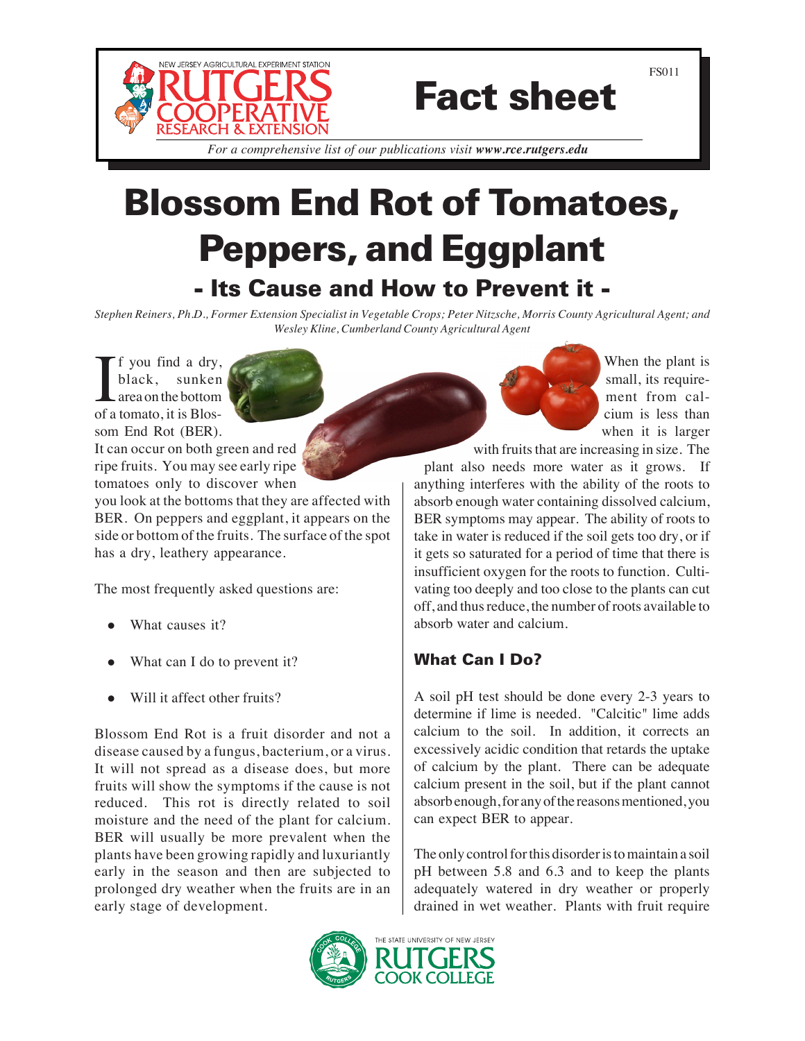FS011

# Fact sheet

*For a comprehensive list of our publications visit **www.rce.rutgers.edu***

# Blossom End Rot of Tomatoes, Peppers, and Eggplant

## - Its Cause and How to Prevent it -

*Stephen Reiners, Ph.D., Former Extension Specialist in Vegetable Crops; Peter Nitzsche, Morris County Agricultural Agent; and Wesley Kline, Cumberland County Agricultural Agent*

If you find a dry, black, sunken area on the bottom of a tomato, it is Blossom End Rot (BER). It can occur on both green and red ripe fruits. You may see early ripe tomatoes only to discover when you look at the bottoms that they are affected with BER. On peppers and eggplant, it appears on the side or bottom of the fruits. The surface of the spot has a dry, leathery appearance.

The most frequently asked questions are:

- What causes it?
- What can I do to prevent it?
- Will it affect other fruits?

Blossom End Rot is a fruit disorder and not a disease caused by a fungus, bacterium, or a virus. It will not spread as a disease does, but more fruits will show the symptoms if the cause is not reduced. This rot is directly related to soil moisture and the need of the plant for calcium. BER will usually be more prevalent when the plants have been growing rapidly and luxuriantly early in the season and then are subjected to prolonged dry weather when the fruits are in an early stage of development.

When the plant is small, its requirement from calcium is less than when it is larger with fruits that are increasing in size. The plant also needs more water as it grows. If anything interferes with the ability of the roots to absorb enough water containing dissolved calcium, BER symptoms may appear. The ability of roots to take in water is reduced if the soil gets too dry, or if it gets so saturated for a period of time that there is insufficient oxygen for the roots to function. Cultivating too deeply and too close to the plants can cut off, and thus reduce, the number of roots available to absorb water and calcium.

### What Can I Do?

A soil pH test should be done every 2-3 years to determine if lime is needed. "Calcitic" lime adds calcium to the soil. In addition, it corrects an excessively acidic condition that retards the uptake of calcium by the plant. There can be adequate calcium present in the soil, but if the plant cannot absorb enough, for any of the reasons mentioned, you can expect BER to appear.

The only control for this disorder is to maintain a soil pH between 5.8 and 6.3 and to keep the plants adequately watered in dry weather or properly drained in wet weather. Plants with fruit require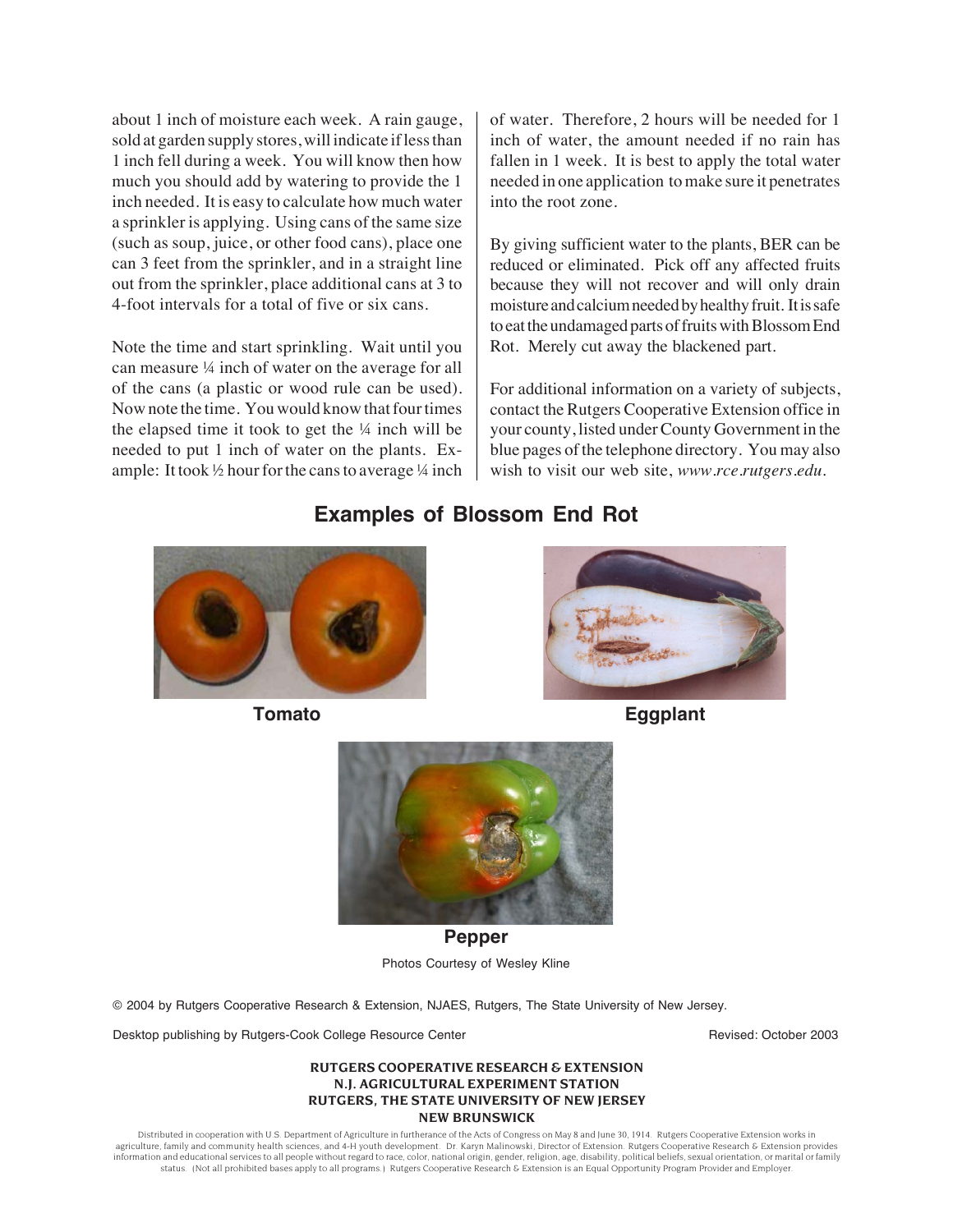about 1 inch of moisture each week. A rain gauge, sold at garden supply stores, will indicate if less than 1 inch fell during a week. You will know then how much you should add by watering to provide the 1 inch needed. It is easy to calculate how much water a sprinkler is applying. Using cans of the same size (such as soup, juice, or other food cans), place one can 3 feet from the sprinkler, and in a straight line out from the sprinkler, place additional cans at 3 to 4-foot intervals for a total of five or six cans.

Note the time and start sprinkling. Wait until you can measure ¼ inch of water on the average for all of the cans (a plastic or wood rule can be used). Now note the time. You would know that four times the elapsed time it took to get the ¼ inch will be needed to put 1 inch of water on the plants. Example: It took ½ hour for the cans to average ¼ inch of water. Therefore, 2 hours will be needed for 1 inch of water, the amount needed if no rain has fallen in 1 week. It is best to apply the total water needed in one application to make sure it penetrates into the root zone.

By giving sufficient water to the plants, BER can be reduced or eliminated. Pick off any affected fruits because they will not recover and will only drain moisture and calcium needed by healthy fruit. It is safe to eat the undamaged parts of fruits with Blossom End Rot. Merely cut away the blackened part.

For additional information on a variety of subjects, contact the Rutgers Cooperative Extension office in your county, listed under County Government in the blue pages of the telephone directory. You may also wish to visit our web site, *www.rce.rutgers.edu*.

## Examples of Blossom End Rot

**Tomato**

**Eggplant**

**Pepper**

Photos Courtesy of Wesley Kline

© 2004 by Rutgers Cooperative Research & Extension, NJAES, Rutgers, The State University of New Jersey.

Desktop publishing by Rutgers-Cook College Resource Center

Revised: October 2003

**RUTGERS COOPERATIVE RESEARCH & EXTENSION**
**N.J. AGRICULTURAL EXPERIMENT STATION**
**RUTGERS, THE STATE UNIVERSITY OF NEW JERSEY**
**NEW BRUNSWICK**

Distributed in cooperation with U.S. Department of Agriculture in furtherance of the Acts of Congress on May 8 and June 30, 1914. Rutgers Cooperative Extension works in agriculture, family and community health sciences, and 4-H youth development. Dr. Karyn Malinowski, Director of Extension. Rutgers Cooperative Research & Extension provides information and educational services to all people without regard to race, color, national origin, gender, religion, age, disability, political beliefs, sexual orientation, or marital or family status. (Not all prohibited bases apply to all programs.) Rutgers Cooperative Research & Extension is an Equal Opportunity Program Provider and Employer.